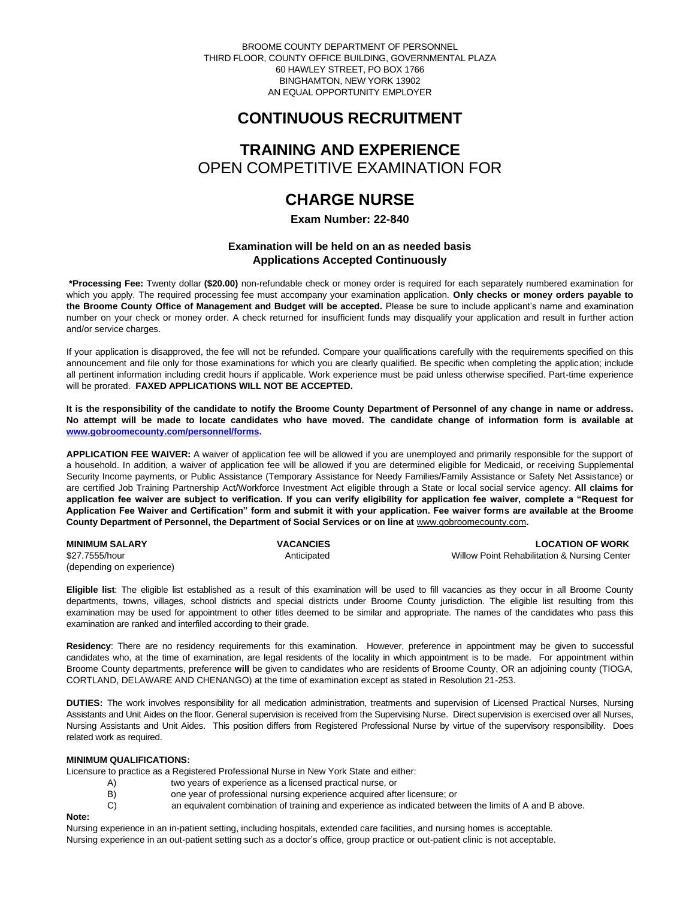BROOME COUNTY DEPARTMENT OF PERSONNEL
THIRD FLOOR, COUNTY OFFICE BUILDING, GOVERNMENTAL PLAZA
60 HAWLEY STREET, PO BOX 1766
BINGHAMTON, NEW YORK 13902
AN EQUAL OPPORTUNITY EMPLOYER

# CONTINUOUS RECRUITMENT

# TRAINING AND EXPERIENCE

## OPEN COMPETITIVE EXAMINATION FOR

# CHARGE NURSE

**Exam Number: 22-840**

**Examination will be held on an as needed basis**
**Applications Accepted Continuously**

**\*Processing Fee:** Twenty dollar **($20.00)** non-refundable check or money order is required for each separately numbered examination for which you apply. The required processing fee must accompany your examination application. **Only checks or money orders payable to the Broome County Office of Management and Budget will be accepted.** Please be sure to include applicant's name and examination number on your check or money order. A check returned for insufficient funds may disqualify your application and result in further action and/or service charges.

If your application is disapproved, the fee will not be refunded. Compare your qualifications carefully with the requirements specified on this announcement and file only for those examinations for which you are clearly qualified. Be specific when completing the application; include all pertinent information including credit hours if applicable. Work experience must be paid unless otherwise specified. Part-time experience will be prorated. **FAXED APPLICATIONS WILL NOT BE ACCEPTED.**

**It is the responsibility of the candidate to notify the Broome County Department of Personnel of any change in name or address. No attempt will be made to locate candidates who have moved. The candidate change of information form is available at [www.gobroomecounty.com/personnel/forms](www.gobroomecounty.com/personnel/forms).**

**APPLICATION FEE WAIVER:** A waiver of application fee will be allowed if you are unemployed and primarily responsible for the support of a household. In addition, a waiver of application fee will be allowed if you are determined eligible for Medicaid, or receiving Supplemental Security Income payments, or Public Assistance (Temporary Assistance for Needy Families/Family Assistance or Safety Net Assistance) or are certified Job Training Partnership Act/Workforce Investment Act eligible through a State or local social service agency. **All claims for application fee waiver are subject to verification. If you can verify eligibility for application fee waiver, complete a "Request for Application Fee Waiver and Certification" form and submit it with your application. Fee waiver forms are available at the Broome County Department of Personnel, the Department of Social Services or on line at** www.gobroomecounty.com**.**

| MINIMUM SALARY | VACANCIES | LOCATION OF WORK |
|---|---|---|
| $27.7555/hour (depending on experience) | Anticipated | Willow Point Rehabilitation & Nursing Center |

**Eligible list**: The eligible list established as a result of this examination will be used to fill vacancies as they occur in all Broome County departments, towns, villages, school districts and special districts under Broome County jurisdiction. The eligible list resulting from this examination may be used for appointment to other titles deemed to be similar and appropriate. The names of the candidates who pass this examination are ranked and interfiled according to their grade.

**Residency**: There are no residency requirements for this examination. However, preference in appointment may be given to successful candidates who, at the time of examination, are legal residents of the locality in which appointment is to be made. For appointment within Broome County departments, preference **will** be given to candidates who are residents of Broome County, OR an adjoining county (TIOGA, CORTLAND, DELAWARE AND CHENANGO) at the time of examination except as stated in Resolution 21-253.

**DUTIES:** The work involves responsibility for all medication administration, treatments and supervision of Licensed Practical Nurses, Nursing Assistants and Unit Aides on the floor. General supervision is received from the Supervising Nurse. Direct supervision is exercised over all Nurses, Nursing Assistants and Unit Aides. This position differs from Registered Professional Nurse by virtue of the supervisory responsibility. Does related work as required.

**MINIMUM QUALIFICATIONS:**

Licensure to practice as a Registered Professional Nurse in New York State and either:

A) two years of experience as a licensed practical nurse, or

B) one year of professional nursing experience acquired after licensure; or

C) an equivalent combination of training and experience as indicated between the limits of A and B above.

**Note:**

Nursing experience in an in-patient setting, including hospitals, extended care facilities, and nursing homes is acceptable.
Nursing experience in an out-patient setting such as a doctor's office, group practice or out-patient clinic is not acceptable.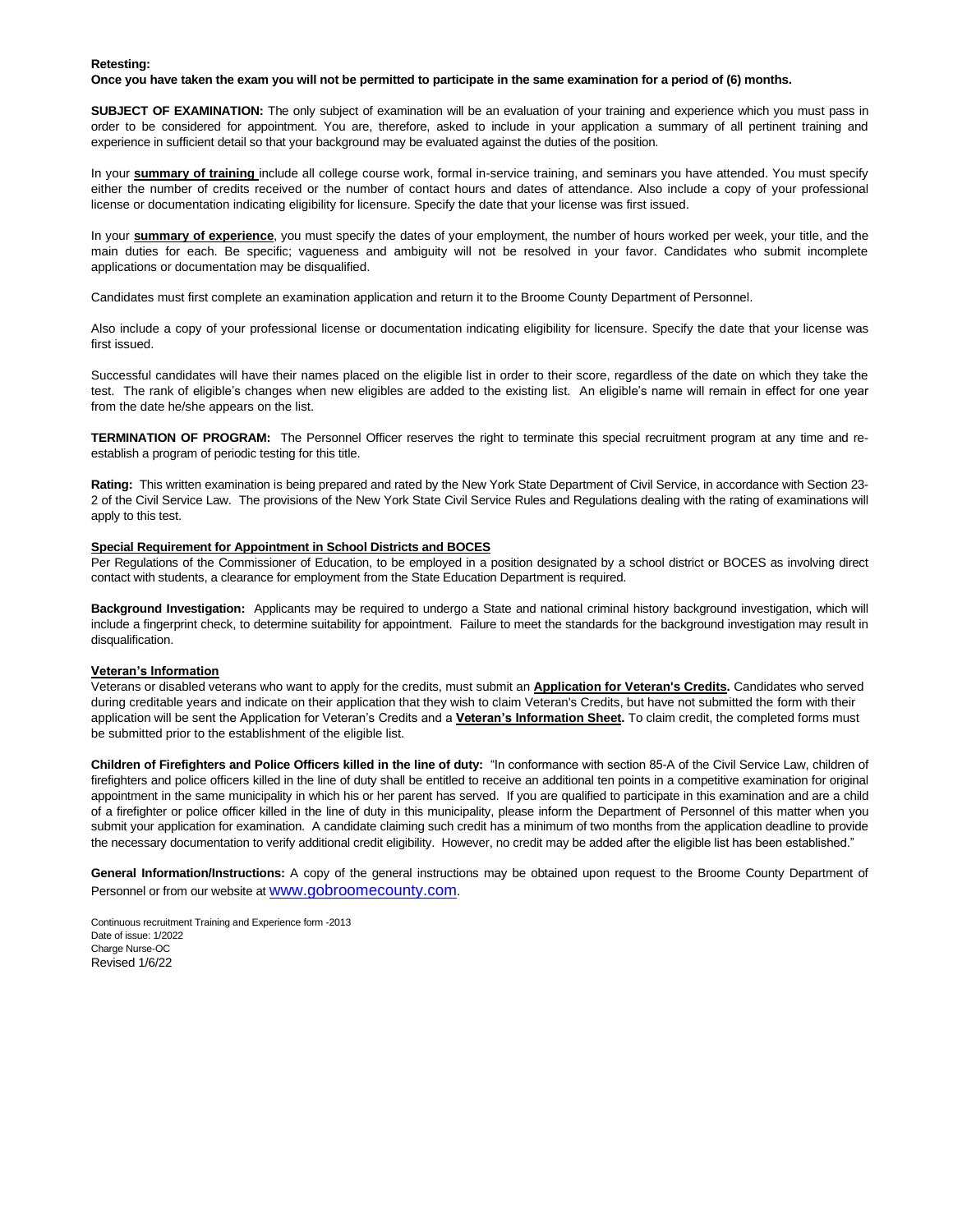**Retesting:**
**Once you have taken the exam you will not be permitted to participate in the same examination for a period of (6) months.**

**SUBJECT OF EXAMINATION:** The only subject of examination will be an evaluation of your training and experience which you must pass in order to be considered for appointment. You are, therefore, asked to include in your application a summary of all pertinent training and experience in sufficient detail so that your background may be evaluated against the duties of the position.

In your **summary of training** include all college course work, formal in-service training, and seminars you have attended. You must specify either the number of credits received or the number of contact hours and dates of attendance. Also include a copy of your professional license or documentation indicating eligibility for licensure. Specify the date that your license was first issued.

In your **summary of experience**, you must specify the dates of your employment, the number of hours worked per week, your title, and the main duties for each. Be specific; vagueness and ambiguity will not be resolved in your favor. Candidates who submit incomplete applications or documentation may be disqualified.

Candidates must first complete an examination application and return it to the Broome County Department of Personnel.

Also include a copy of your professional license or documentation indicating eligibility for licensure. Specify the date that your license was first issued.

Successful candidates will have their names placed on the eligible list in order to their score, regardless of the date on which they take the test. The rank of eligible's changes when new eligibles are added to the existing list. An eligible's name will remain in effect for one year from the date he/she appears on the list.

**TERMINATION OF PROGRAM:** The Personnel Officer reserves the right to terminate this special recruitment program at any time and re-establish a program of periodic testing for this title.

**Rating:** This written examination is being prepared and rated by the New York State Department of Civil Service, in accordance with Section 23-2 of the Civil Service Law. The provisions of the New York State Civil Service Rules and Regulations dealing with the rating of examinations will apply to this test.

**Special Requirement for Appointment in School Districts and BOCES**
Per Regulations of the Commissioner of Education, to be employed in a position designated by a school district or BOCES as involving direct contact with students, a clearance for employment from the State Education Department is required.

**Background Investigation:** Applicants may be required to undergo a State and national criminal history background investigation, which will include a fingerprint check, to determine suitability for appointment. Failure to meet the standards for the background investigation may result in disqualification.

**Veteran's Information**
Veterans or disabled veterans who want to apply for the credits, must submit an **Application for Veteran's Credits.** Candidates who served during creditable years and indicate on their application that they wish to claim Veteran's Credits, but have not submitted the form with their application will be sent the Application for Veteran's Credits and a **Veteran's Information Sheet.** To claim credit, the completed forms must be submitted prior to the establishment of the eligible list.

**Children of Firefighters and Police Officers killed in the line of duty:** "In conformance with section 85-A of the Civil Service Law, children of firefighters and police officers killed in the line of duty shall be entitled to receive an additional ten points in a competitive examination for original appointment in the same municipality in which his or her parent has served. If you are qualified to participate in this examination and are a child of a firefighter or police officer killed in the line of duty in this municipality, please inform the Department of Personnel of this matter when you submit your application for examination. A candidate claiming such credit has a minimum of two months from the application deadline to provide the necessary documentation to verify additional credit eligibility. However, no credit may be added after the eligible list has been established."

**General Information/Instructions:** A copy of the general instructions may be obtained upon request to the Broome County Department of Personnel or from our website at www.gobroomecounty.com.

Continuous recruitment Training and Experience form -2013
Date of issue: 1/2022
Charge Nurse-OC
Revised 1/6/22